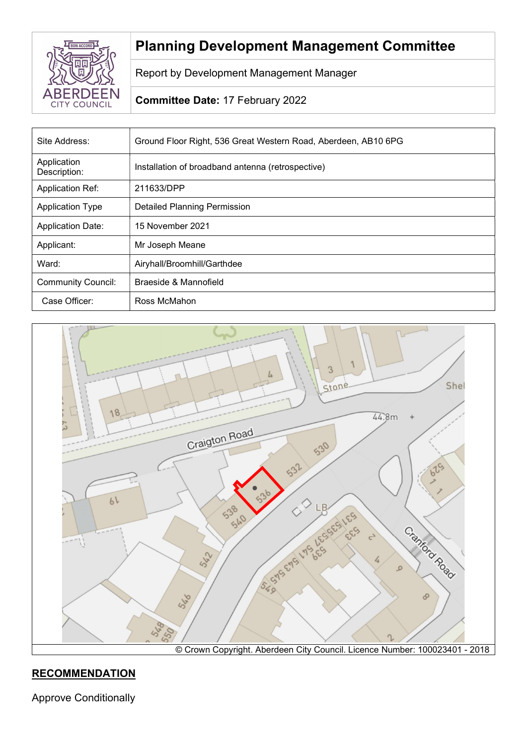| | |
|---|---|
| ABERDEEN CITY COUNCIL | **Planning Development Management Committee** |
| | Report by Development Management Manager |
| | **Committee Date:** 17 February 2022 |

| | |
|---|---|
| Site Address: | Ground Floor Right, 536 Great Western Road, Aberdeen, AB10 6PG |
| Application Description: | Installation of broadband antenna (retrospective) |
| Application Ref: | 211633/DPP |
| Application Type | Detailed Planning Permission |
| Application Date: | 15 November 2021 |
| Applicant: | Mr Joseph Meane |
| Ward: | Airyhall/Broomhill/Garthdee |
| Community Council: | Braeside & Mannofield |
| Case Officer: | Ross McMahon |

© Crown Copyright. Aberdeen City Council. Licence Number: 100023401 - 2018

## RECOMMENDATION

Approve Conditionally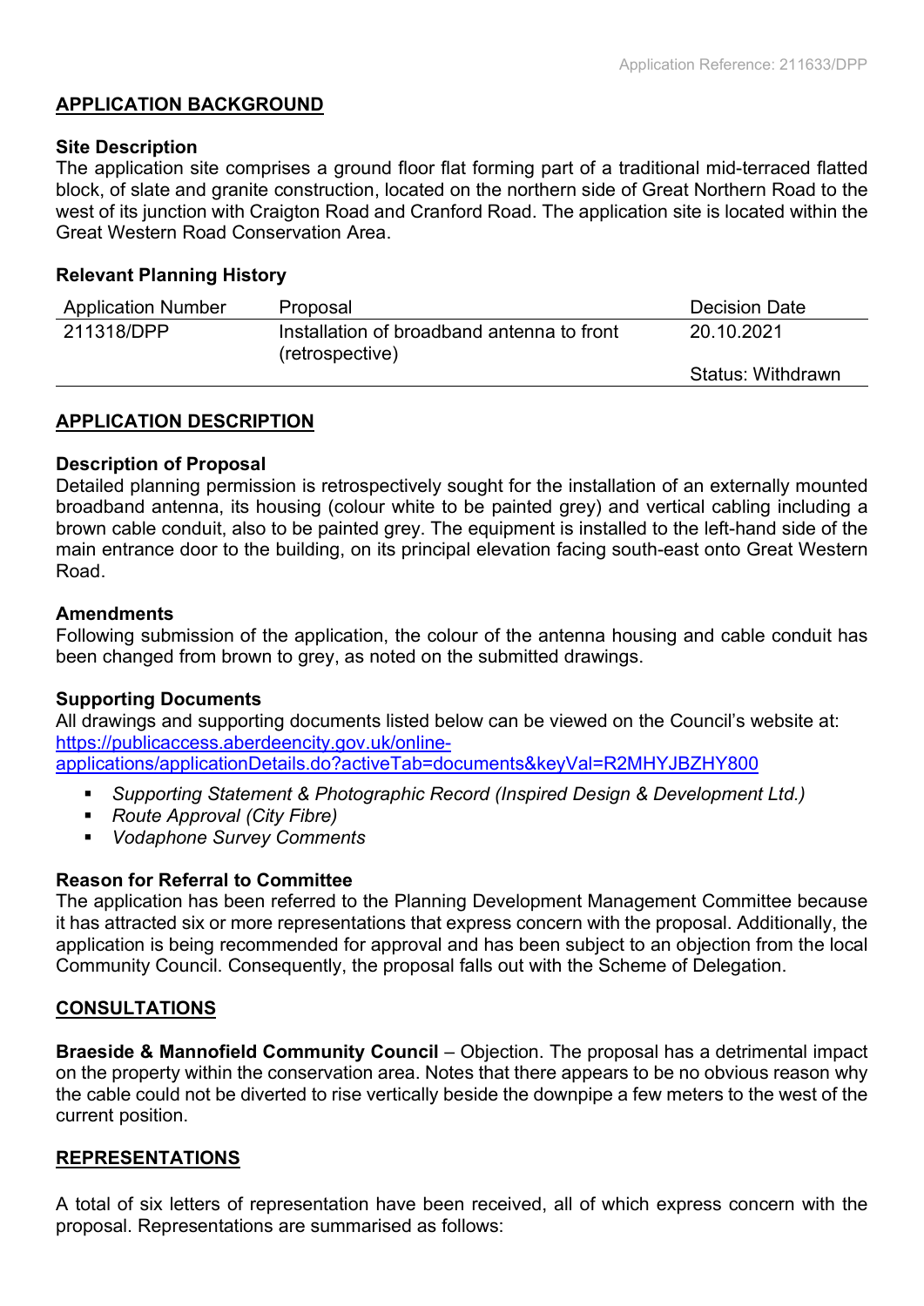## APPLICATION BACKGROUND

### Site Description

The application site comprises a ground floor flat forming part of a traditional mid-terraced flatted block, of slate and granite construction, located on the northern side of Great Northern Road to the west of its junction with Craigton Road and Cranford Road. The application site is located within the Great Western Road Conservation Area.

### Relevant Planning History

| Application Number | Proposal | Decision Date |
|---|---|---|
| 211318/DPP | Installation of broadband antenna to front (retrospective) | 20.10.2021<br><br>Status: Withdrawn |

## APPLICATION DESCRIPTION

### Description of Proposal

Detailed planning permission is retrospectively sought for the installation of an externally mounted broadband antenna, its housing (colour white to be painted grey) and vertical cabling including a brown cable conduit, also to be painted grey. The equipment is installed to the left-hand side of the main entrance door to the building, on its principal elevation facing south-east onto Great Western Road.

### Amendments

Following submission of the application, the colour of the antenna housing and cable conduit has been changed from brown to grey, as noted on the submitted drawings.

### Supporting Documents

All drawings and supporting documents listed below can be viewed on the Council's website at: [https://publicaccess.aberdeencity.gov.uk/online-applications/applicationDetails.do?activeTab=documents&keyVal=R2MHYJBZHY800](https://publicaccess.aberdeencity.gov.uk/online-applications/applicationDetails.do?activeTab=documents&keyVal=R2MHYJBZHY800)

- *Supporting Statement & Photographic Record (Inspired Design & Development Ltd.)*
- *Route Approval (City Fibre)*
- *Vodaphone Survey Comments*

### Reason for Referral to Committee

The application has been referred to the Planning Development Management Committee because it has attracted six or more representations that express concern with the proposal. Additionally, the application is being recommended for approval and has been subject to an objection from the local Community Council. Consequently, the proposal falls out with the Scheme of Delegation.

## CONSULTATIONS

**Braeside & Mannofield Community Council** – Objection. The proposal has a detrimental impact on the property within the conservation area. Notes that there appears to be no obvious reason why the cable could not be diverted to rise vertically beside the downpipe a few meters to the west of the current position.

## REPRESENTATIONS

A total of six letters of representation have been received, all of which express concern with the proposal. Representations are summarised as follows: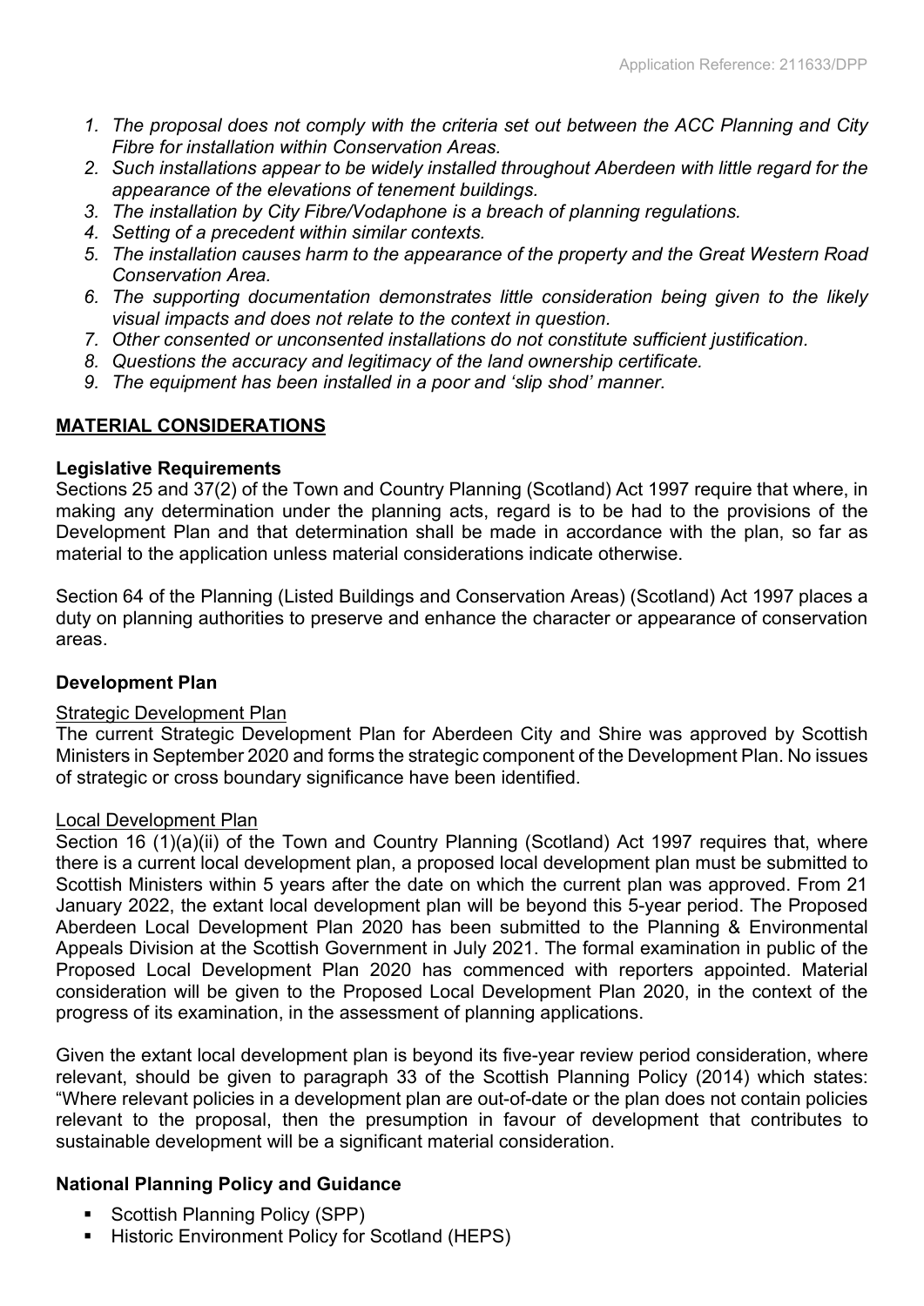1. *The proposal does not comply with the criteria set out between the ACC Planning and City Fibre for installation within Conservation Areas.*
2. *Such installations appear to be widely installed throughout Aberdeen with little regard for the appearance of the elevations of tenement buildings.*
3. *The installation by City Fibre/Vodaphone is a breach of planning regulations.*
4. *Setting of a precedent within similar contexts.*
5. *The installation causes harm to the appearance of the property and the Great Western Road Conservation Area.*
6. *The supporting documentation demonstrates little consideration being given to the likely visual impacts and does not relate to the context in question.*
7. *Other consented or unconsented installations do not constitute sufficient justification.*
8. *Questions the accuracy and legitimacy of the land ownership certificate.*
9. *The equipment has been installed in a poor and 'slip shod' manner.*

## MATERIAL CONSIDERATIONS

### Legislative Requirements

Sections 25 and 37(2) of the Town and Country Planning (Scotland) Act 1997 require that where, in making any determination under the planning acts, regard is to be had to the provisions of the Development Plan and that determination shall be made in accordance with the plan, so far as material to the application unless material considerations indicate otherwise.

Section 64 of the Planning (Listed Buildings and Conservation Areas) (Scotland) Act 1997 places a duty on planning authorities to preserve and enhance the character or appearance of conservation areas.

### Development Plan

#### Strategic Development Plan

The current Strategic Development Plan for Aberdeen City and Shire was approved by Scottish Ministers in September 2020 and forms the strategic component of the Development Plan. No issues of strategic or cross boundary significance have been identified.

#### Local Development Plan

Section 16 (1)(a)(ii) of the Town and Country Planning (Scotland) Act 1997 requires that, where there is a current local development plan, a proposed local development plan must be submitted to Scottish Ministers within 5 years after the date on which the current plan was approved. From 21 January 2022, the extant local development plan will be beyond this 5-year period. The Proposed Aberdeen Local Development Plan 2020 has been submitted to the Planning & Environmental Appeals Division at the Scottish Government in July 2021. The formal examination in public of the Proposed Local Development Plan 2020 has commenced with reporters appointed. Material consideration will be given to the Proposed Local Development Plan 2020, in the context of the progress of its examination, in the assessment of planning applications.

Given the extant local development plan is beyond its five-year review period consideration, where relevant, should be given to paragraph 33 of the Scottish Planning Policy (2014) which states: "Where relevant policies in a development plan are out-of-date or the plan does not contain policies relevant to the proposal, then the presumption in favour of development that contributes to sustainable development will be a significant material consideration.

### National Planning Policy and Guidance

- Scottish Planning Policy (SPP)
- Historic Environment Policy for Scotland (HEPS)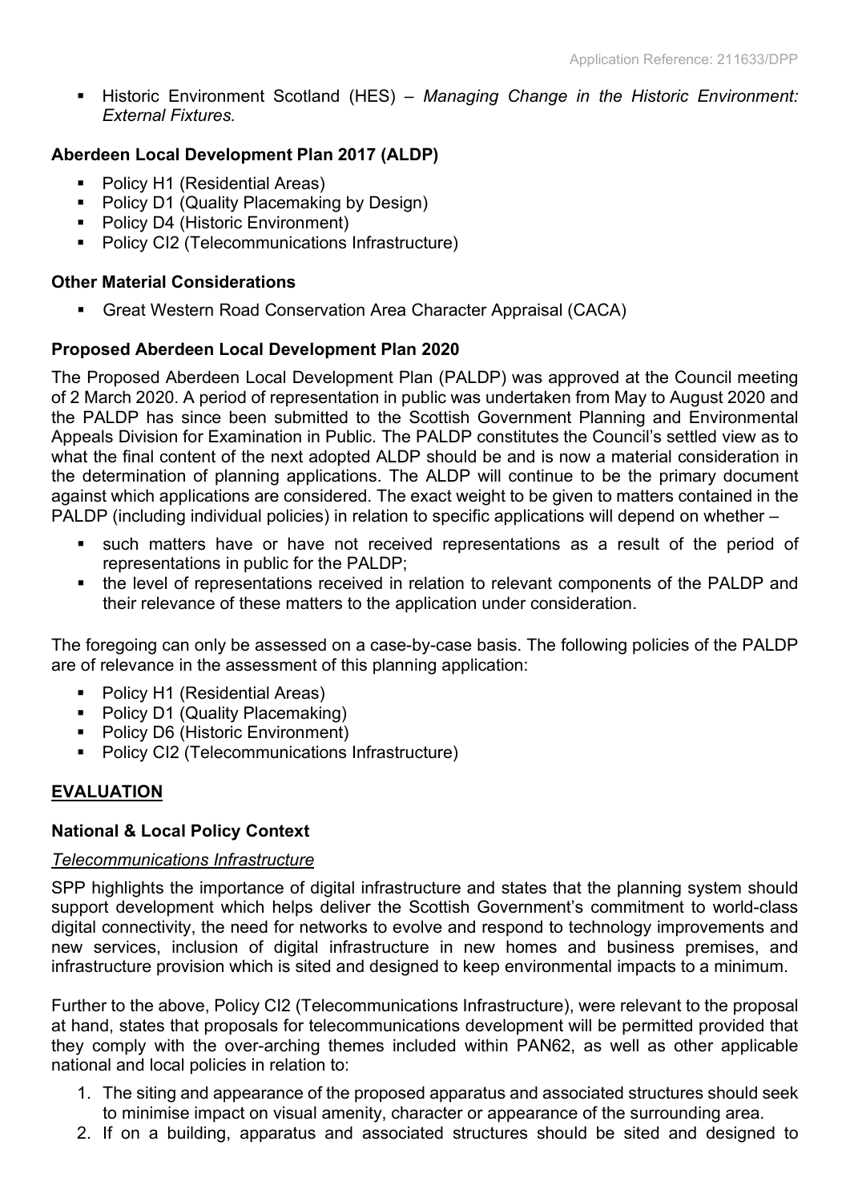- Historic Environment Scotland (HES) – *Managing Change in the Historic Environment: External Fixtures.*

**Aberdeen Local Development Plan 2017 (ALDP)**

- Policy H1 (Residential Areas)
- Policy D1 (Quality Placemaking by Design)
- Policy D4 (Historic Environment)
- Policy CI2 (Telecommunications Infrastructure)

**Other Material Considerations**

- Great Western Road Conservation Area Character Appraisal (CACA)

**Proposed Aberdeen Local Development Plan 2020**

The Proposed Aberdeen Local Development Plan (PALDP) was approved at the Council meeting of 2 March 2020. A period of representation in public was undertaken from May to August 2020 and the PALDP has since been submitted to the Scottish Government Planning and Environmental Appeals Division for Examination in Public. The PALDP constitutes the Council's settled view as to what the final content of the next adopted ALDP should be and is now a material consideration in the determination of planning applications. The ALDP will continue to be the primary document against which applications are considered. The exact weight to be given to matters contained in the PALDP (including individual policies) in relation to specific applications will depend on whether –

- such matters have or have not received representations as a result of the period of representations in public for the PALDP;
- the level of representations received in relation to relevant components of the PALDP and their relevance of these matters to the application under consideration.

The foregoing can only be assessed on a case-by-case basis. The following policies of the PALDP are of relevance in the assessment of this planning application:

- Policy H1 (Residential Areas)
- Policy D1 (Quality Placemaking)
- Policy D6 (Historic Environment)
- Policy CI2 (Telecommunications Infrastructure)

## EVALUATION

**National & Local Policy Context**

*Telecommunications Infrastructure*

SPP highlights the importance of digital infrastructure and states that the planning system should support development which helps deliver the Scottish Government's commitment to world-class digital connectivity, the need for networks to evolve and respond to technology improvements and new services, inclusion of digital infrastructure in new homes and business premises, and infrastructure provision which is sited and designed to keep environmental impacts to a minimum.

Further to the above, Policy CI2 (Telecommunications Infrastructure), were relevant to the proposal at hand, states that proposals for telecommunications development will be permitted provided that they comply with the over-arching themes included within PAN62, as well as other applicable national and local policies in relation to:

1. The siting and appearance of the proposed apparatus and associated structures should seek to minimise impact on visual amenity, character or appearance of the surrounding area.
2. If on a building, apparatus and associated structures should be sited and designed to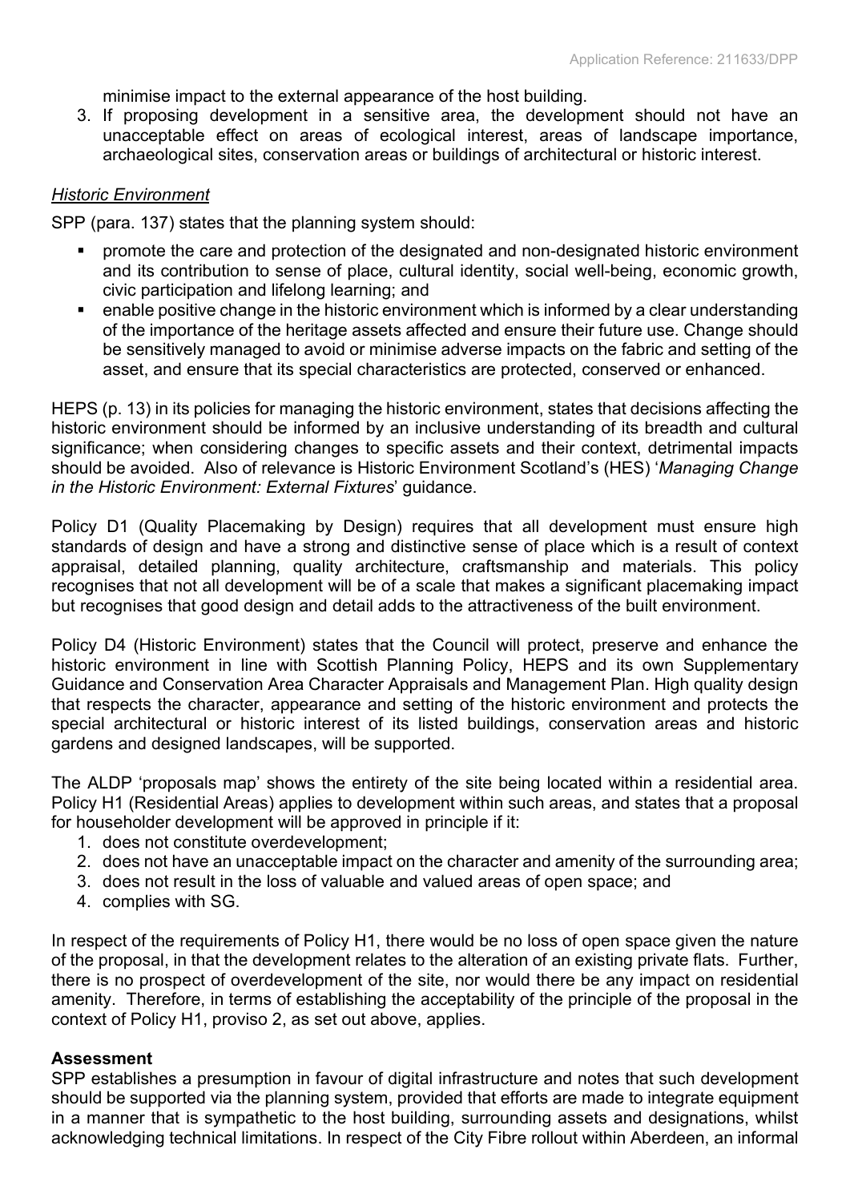minimise impact to the external appearance of the host building.

3. If proposing development in a sensitive area, the development should not have an unacceptable effect on areas of ecological interest, areas of landscape importance, archaeological sites, conservation areas or buildings of architectural or historic interest.

*Historic Environment*

SPP (para. 137) states that the planning system should:

- promote the care and protection of the designated and non-designated historic environment and its contribution to sense of place, cultural identity, social well-being, economic growth, civic participation and lifelong learning; and
- enable positive change in the historic environment which is informed by a clear understanding of the importance of the heritage assets affected and ensure their future use. Change should be sensitively managed to avoid or minimise adverse impacts on the fabric and setting of the asset, and ensure that its special characteristics are protected, conserved or enhanced.

HEPS (p. 13) in its policies for managing the historic environment, states that decisions affecting the historic environment should be informed by an inclusive understanding of its breadth and cultural significance; when considering changes to specific assets and their context, detrimental impacts should be avoided. Also of relevance is Historic Environment Scotland's (HES) '*Managing Change in the Historic Environment: External Fixtures*' guidance.

Policy D1 (Quality Placemaking by Design) requires that all development must ensure high standards of design and have a strong and distinctive sense of place which is a result of context appraisal, detailed planning, quality architecture, craftsmanship and materials. This policy recognises that not all development will be of a scale that makes a significant placemaking impact but recognises that good design and detail adds to the attractiveness of the built environment.

Policy D4 (Historic Environment) states that the Council will protect, preserve and enhance the historic environment in line with Scottish Planning Policy, HEPS and its own Supplementary Guidance and Conservation Area Character Appraisals and Management Plan. High quality design that respects the character, appearance and setting of the historic environment and protects the special architectural or historic interest of its listed buildings, conservation areas and historic gardens and designed landscapes, will be supported.

The ALDP 'proposals map' shows the entirety of the site being located within a residential area. Policy H1 (Residential Areas) applies to development within such areas, and states that a proposal for householder development will be approved in principle if it:

1. does not constitute overdevelopment;
2. does not have an unacceptable impact on the character and amenity of the surrounding area;
3. does not result in the loss of valuable and valued areas of open space; and
4. complies with SG.

In respect of the requirements of Policy H1, there would be no loss of open space given the nature of the proposal, in that the development relates to the alteration of an existing private flats. Further, there is no prospect of overdevelopment of the site, nor would there be any impact on residential amenity. Therefore, in terms of establishing the acceptability of the principle of the proposal in the context of Policy H1, proviso 2, as set out above, applies.

**Assessment**

SPP establishes a presumption in favour of digital infrastructure and notes that such development should be supported via the planning system, provided that efforts are made to integrate equipment in a manner that is sympathetic to the host building, surrounding assets and designations, whilst acknowledging technical limitations. In respect of the City Fibre rollout within Aberdeen, an informal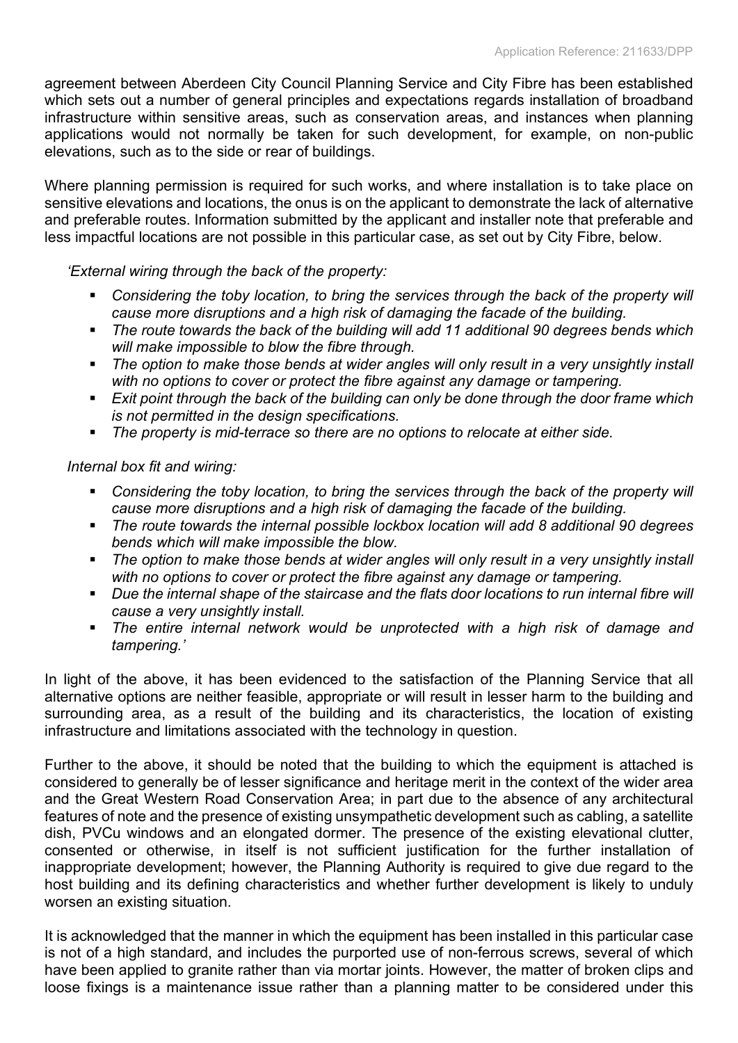agreement between Aberdeen City Council Planning Service and City Fibre has been established which sets out a number of general principles and expectations regards installation of broadband infrastructure within sensitive areas, such as conservation areas, and instances when planning applications would not normally be taken for such development, for example, on non-public elevations, such as to the side or rear of buildings.

Where planning permission is required for such works, and where installation is to take place on sensitive elevations and locations, the onus is on the applicant to demonstrate the lack of alternative and preferable routes. Information submitted by the applicant and installer note that preferable and less impactful locations are not possible in this particular case, as set out by City Fibre, below.

*'External wiring through the back of the property:*

- *Considering the toby location, to bring the services through the back of the property will cause more disruptions and a high risk of damaging the facade of the building.*
- *The route towards the back of the building will add 11 additional 90 degrees bends which will make impossible to blow the fibre through.*
- *The option to make those bends at wider angles will only result in a very unsightly install with no options to cover or protect the fibre against any damage or tampering.*
- *Exit point through the back of the building can only be done through the door frame which is not permitted in the design specifications.*
- *The property is mid-terrace so there are no options to relocate at either side.*

*Internal box fit and wiring:*

- *Considering the toby location, to bring the services through the back of the property will cause more disruptions and a high risk of damaging the facade of the building.*
- *The route towards the internal possible lockbox location will add 8 additional 90 degrees bends which will make impossible the blow.*
- *The option to make those bends at wider angles will only result in a very unsightly install with no options to cover or protect the fibre against any damage or tampering.*
- *Due the internal shape of the staircase and the flats door locations to run internal fibre will cause a very unsightly install.*
- *The entire internal network would be unprotected with a high risk of damage and tampering.'*

In light of the above, it has been evidenced to the satisfaction of the Planning Service that all alternative options are neither feasible, appropriate or will result in lesser harm to the building and surrounding area, as a result of the building and its characteristics, the location of existing infrastructure and limitations associated with the technology in question.

Further to the above, it should be noted that the building to which the equipment is attached is considered to generally be of lesser significance and heritage merit in the context of the wider area and the Great Western Road Conservation Area; in part due to the absence of any architectural features of note and the presence of existing unsympathetic development such as cabling, a satellite dish, PVCu windows and an elongated dormer. The presence of the existing elevational clutter, consented or otherwise, in itself is not sufficient justification for the further installation of inappropriate development; however, the Planning Authority is required to give due regard to the host building and its defining characteristics and whether further development is likely to unduly worsen an existing situation.

It is acknowledged that the manner in which the equipment has been installed in this particular case is not of a high standard, and includes the purported use of non-ferrous screws, several of which have been applied to granite rather than via mortar joints. However, the matter of broken clips and loose fixings is a maintenance issue rather than a planning matter to be considered under this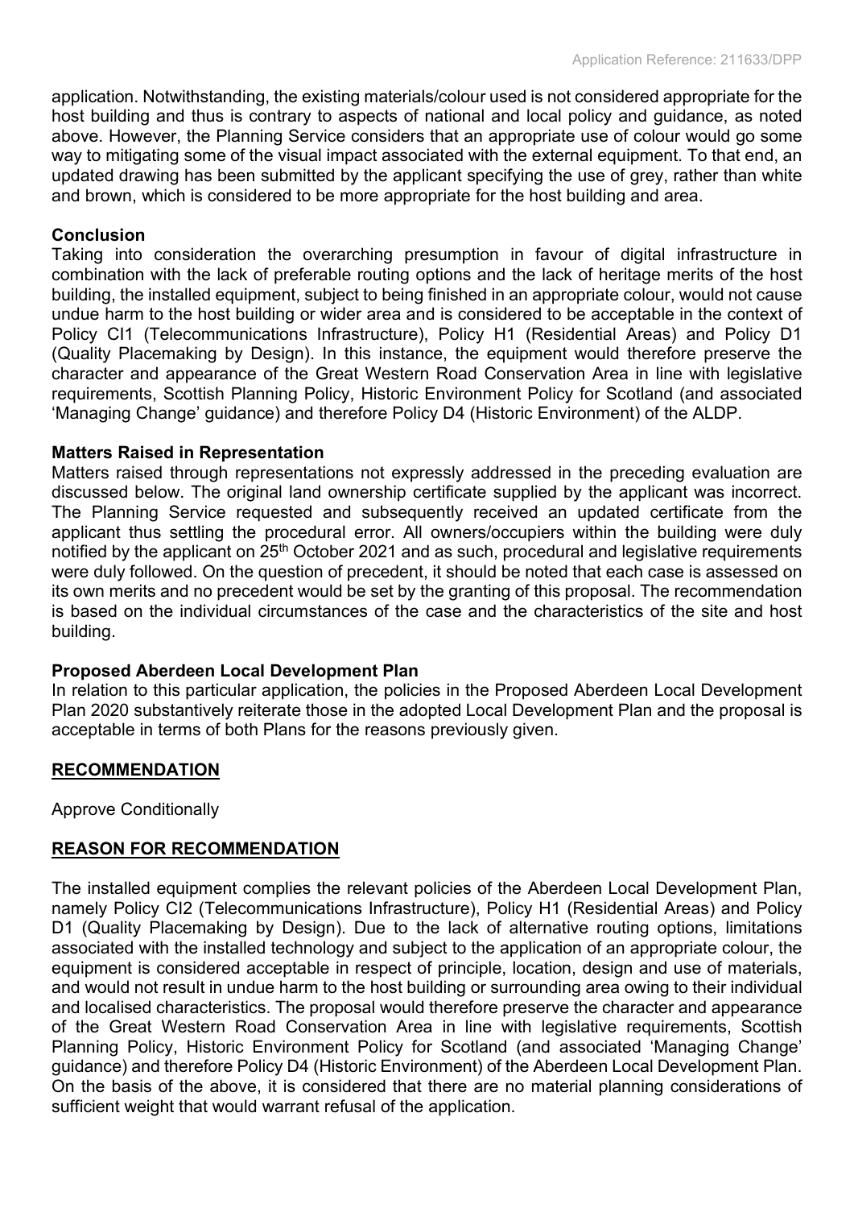application. Notwithstanding, the existing materials/colour used is not considered appropriate for the host building and thus is contrary to aspects of national and local policy and guidance, as noted above. However, the Planning Service considers that an appropriate use of colour would go some way to mitigating some of the visual impact associated with the external equipment. To that end, an updated drawing has been submitted by the applicant specifying the use of grey, rather than white and brown, which is considered to be more appropriate for the host building and area.

**Conclusion**

Taking into consideration the overarching presumption in favour of digital infrastructure in combination with the lack of preferable routing options and the lack of heritage merits of the host building, the installed equipment, subject to being finished in an appropriate colour, would not cause undue harm to the host building or wider area and is considered to be acceptable in the context of Policy CI1 (Telecommunications Infrastructure), Policy H1 (Residential Areas) and Policy D1 (Quality Placemaking by Design). In this instance, the equipment would therefore preserve the character and appearance of the Great Western Road Conservation Area in line with legislative requirements, Scottish Planning Policy, Historic Environment Policy for Scotland (and associated 'Managing Change' guidance) and therefore Policy D4 (Historic Environment) of the ALDP.

**Matters Raised in Representation**

Matters raised through representations not expressly addressed in the preceding evaluation are discussed below. The original land ownership certificate supplied by the applicant was incorrect. The Planning Service requested and subsequently received an updated certificate from the applicant thus settling the procedural error. All owners/occupiers within the building were duly notified by the applicant on 25th October 2021 and as such, procedural and legislative requirements were duly followed. On the question of precedent, it should be noted that each case is assessed on its own merits and no precedent would be set by the granting of this proposal. The recommendation is based on the individual circumstances of the case and the characteristics of the site and host building.

**Proposed Aberdeen Local Development Plan**

In relation to this particular application, the policies in the Proposed Aberdeen Local Development Plan 2020 substantively reiterate those in the adopted Local Development Plan and the proposal is acceptable in terms of both Plans for the reasons previously given.

## RECOMMENDATION

Approve Conditionally

## REASON FOR RECOMMENDATION

The installed equipment complies the relevant policies of the Aberdeen Local Development Plan, namely Policy CI2 (Telecommunications Infrastructure), Policy H1 (Residential Areas) and Policy D1 (Quality Placemaking by Design). Due to the lack of alternative routing options, limitations associated with the installed technology and subject to the application of an appropriate colour, the equipment is considered acceptable in respect of principle, location, design and use of materials, and would not result in undue harm to the host building or surrounding area owing to their individual and localised characteristics. The proposal would therefore preserve the character and appearance of the Great Western Road Conservation Area in line with legislative requirements, Scottish Planning Policy, Historic Environment Policy for Scotland (and associated 'Managing Change' guidance) and therefore Policy D4 (Historic Environment) of the Aberdeen Local Development Plan. On the basis of the above, it is considered that there are no material planning considerations of sufficient weight that would warrant refusal of the application.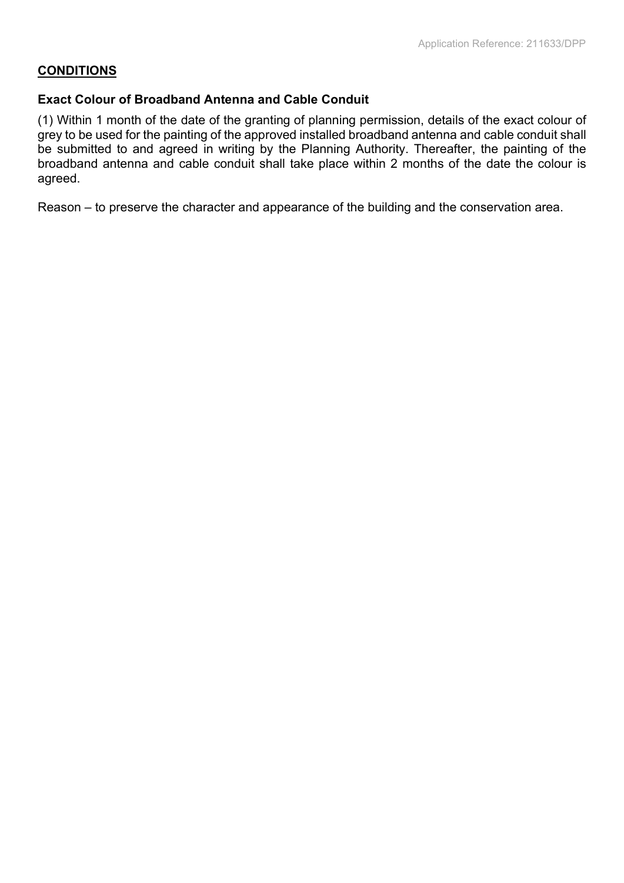## **CONDITIONS**

### **Exact Colour of Broadband Antenna and Cable Conduit**

(1) Within 1 month of the date of the granting of planning permission, details of the exact colour of grey to be used for the painting of the approved installed broadband antenna and cable conduit shall be submitted to and agreed in writing by the Planning Authority. Thereafter, the painting of the broadband antenna and cable conduit shall take place within 2 months of the date the colour is agreed.

Reason – to preserve the character and appearance of the building and the conservation area.